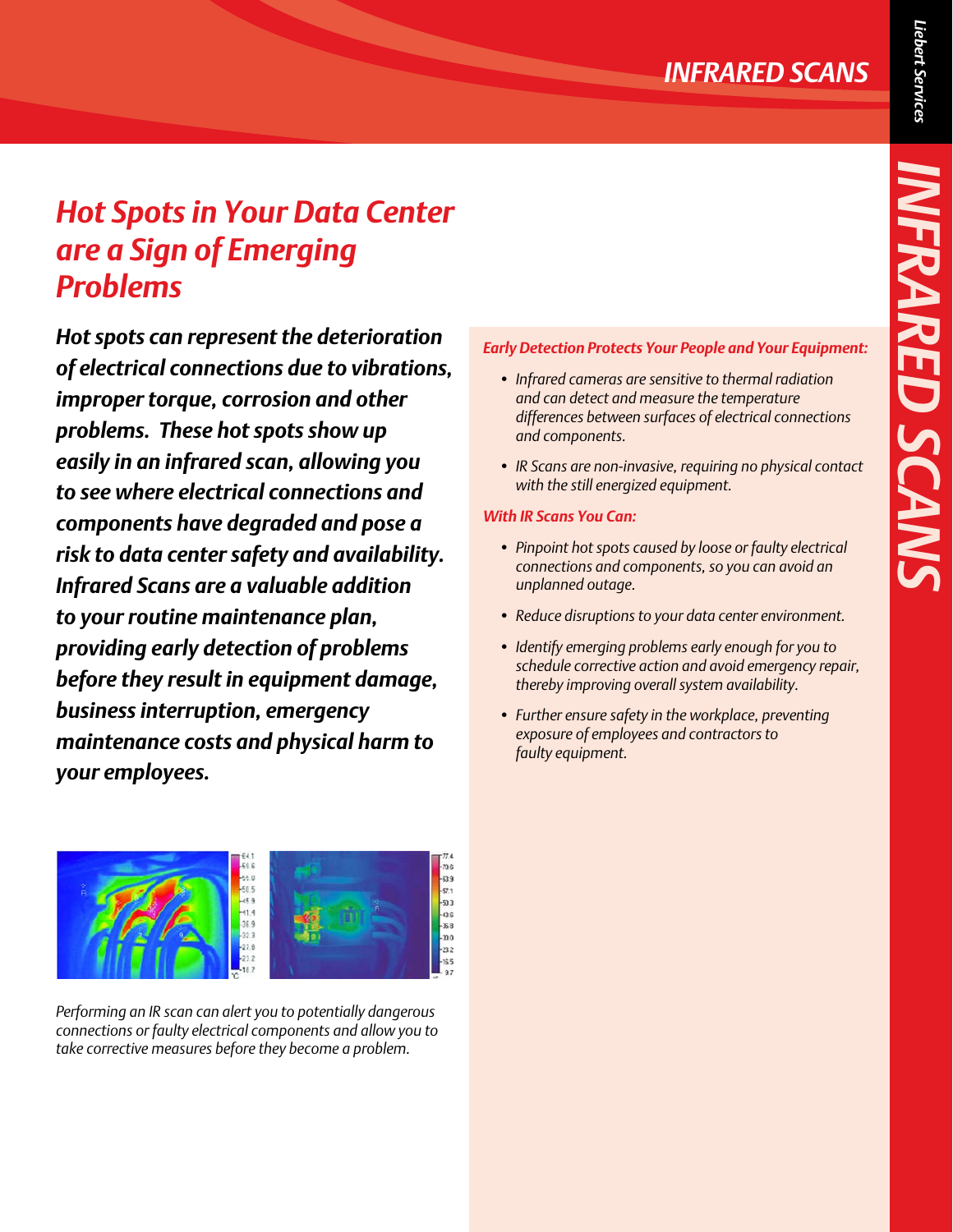# Hot Spots in Your Data Center are a Sign of Emerging Problems

***Hot spots can represent the deterioration of electrical connections due to vibrations, improper torque, corrosion and other problems. These hot spots show up easily in an infrared scan, allowing you to see where electrical connections and components have degraded and pose a risk to data center safety and availability. Infrared Scans are a valuable addition to your routine maintenance plan, providing early detection of problems before they result in equipment damage, business interruption, emergency maintenance costs and physical harm to your employees.***

*Performing an IR scan can alert you to potentially dangerous connections or faulty electrical components and allow you to take corrective measures before they become a problem.*

### *Early Detection Protects Your People and Your Equipment:*

- *Infrared cameras are sensitive to thermal radiation and can detect and measure the temperature differences between surfaces of electrical connections and components.*
- *IR Scans are non-invasive, requiring no physical contact with the still energized equipment.*

### *With IR Scans You Can:*

- *Pinpoint hot spots caused by loose or faulty electrical connections and components, so you can avoid an unplanned outage.*
- *Reduce disruptions to your data center environment.*
- *Identify emerging problems early enough for you to schedule corrective action and avoid emergency repair, thereby improving overall system availability.*
- *Further ensure safety in the workplace, preventing exposure of employees and contractors to faulty equipment.*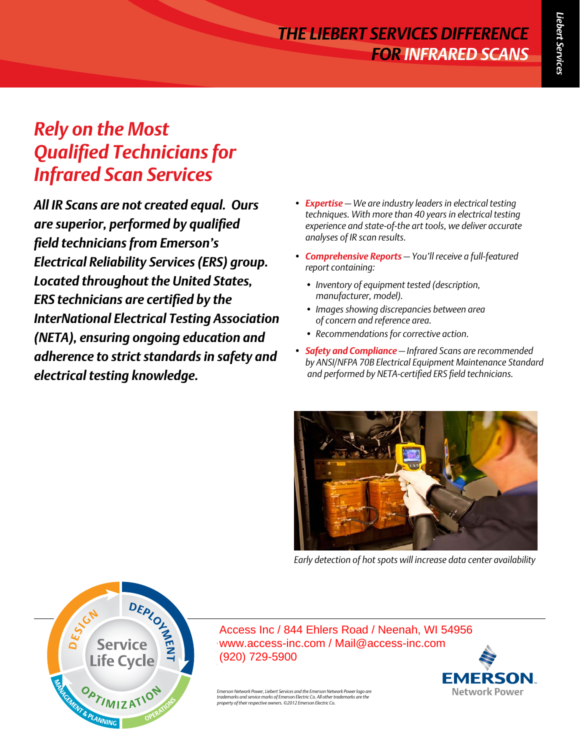# THE LIEBERT SERVICES DIFFERENCE FOR INFRARED SCANS

## *Rely on the Most Qualified Technicians for Infrared Scan Services*

***All IR Scans are not created equal. Ours are superior, performed by qualified field technicians from Emerson's Electrical Reliability Services (ERS) group. Located throughout the United States, ERS technicians are certified by the InterNational Electrical Testing Association (NETA), ensuring ongoing education and adherence to strict standards in safety and electrical testing knowledge.***

- ***Expertise*** *— We are industry leaders in electrical testing techniques. With more than 40 years in electrical testing experience and state-of-the art tools, we deliver accurate analyses of IR scan results.*
- ***Comprehensive Reports*** *— You'll receive a full-featured report containing:*
  - *Inventory of equipment tested (description, manufacturer, model).*
  - *Images showing discrepancies between area of concern and reference area.*
  - *Recommendations for corrective action.*
- ***Safety and Compliance*** *— Infrared Scans are recommended by ANSI/NFPA 70B Electrical Equipment Maintenance Standard and performed by NETA-certified ERS field technicians.*

*Early detection of hot spots will increase data center availability*

Service Life Cycle

DESIGN
DEPLOYMENT
OPTIMIZATION
MANAGEMENT & PLANNING
OPERATIONS

Access Inc / 844 Ehlers Road / Neenah, WI 54956
www.access-inc.com / Mail@access-inc.com
(920) 729-5900

*Emerson Network Power, Liebert Services and the Emerson Network Power logo are trademarks and service marks of Emerson Electric Co. All other trademarks are the property of their respective owners. ©2012 Emerson Electric Co.*

EMERSON. Network Power